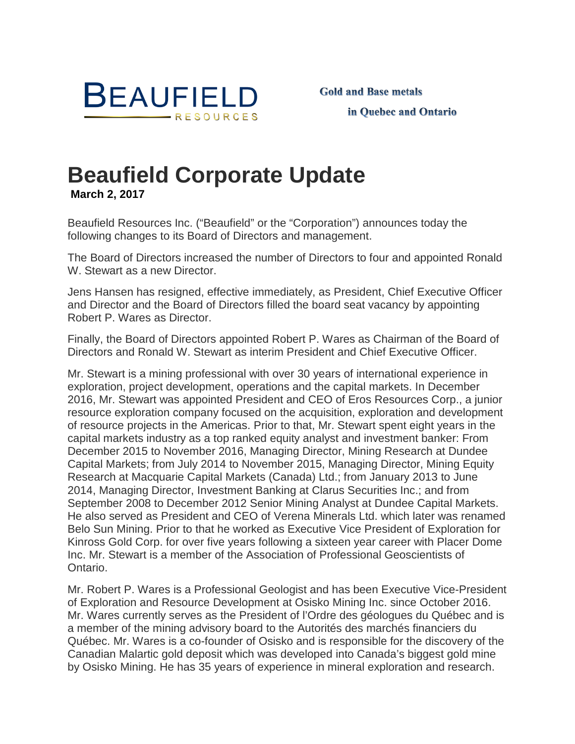BEAUFIELD RESOURCES

**Gold and Base metals in Quebec and Ontario**

# Beaufield Corporate Update

**March 2, 2017**

Beaufield Resources Inc. ("Beaufield" or the "Corporation") announces today the following changes to its Board of Directors and management.

The Board of Directors increased the number of Directors to four and appointed Ronald W. Stewart as a new Director.

Jens Hansen has resigned, effective immediately, as President, Chief Executive Officer and Director and the Board of Directors filled the board seat vacancy by appointing Robert P. Wares as Director.

Finally, the Board of Directors appointed Robert P. Wares as Chairman of the Board of Directors and Ronald W. Stewart as interim President and Chief Executive Officer.

Mr. Stewart is a mining professional with over 30 years of international experience in exploration, project development, operations and the capital markets. In December 2016, Mr. Stewart was appointed President and CEO of Eros Resources Corp., a junior resource exploration company focused on the acquisition, exploration and development of resource projects in the Americas. Prior to that, Mr. Stewart spent eight years in the capital markets industry as a top ranked equity analyst and investment banker: From December 2015 to November 2016, Managing Director, Mining Research at Dundee Capital Markets; from July 2014 to November 2015, Managing Director, Mining Equity Research at Macquarie Capital Markets (Canada) Ltd.; from January 2013 to June 2014, Managing Director, Investment Banking at Clarus Securities Inc.; and from September 2008 to December 2012 Senior Mining Analyst at Dundee Capital Markets. He also served as President and CEO of Verena Minerals Ltd. which later was renamed Belo Sun Mining. Prior to that he worked as Executive Vice President of Exploration for Kinross Gold Corp. for over five years following a sixteen year career with Placer Dome Inc. Mr. Stewart is a member of the Association of Professional Geoscientists of Ontario.

Mr. Robert P. Wares is a Professional Geologist and has been Executive Vice-President of Exploration and Resource Development at Osisko Mining Inc. since October 2016. Mr. Wares currently serves as the President of l'Ordre des géologues du Québec and is a member of the mining advisory board to the Autorités des marchés financiers du Québec. Mr. Wares is a co-founder of Osisko and is responsible for the discovery of the Canadian Malartic gold deposit which was developed into Canada's biggest gold mine by Osisko Mining. He has 35 years of experience in mineral exploration and research.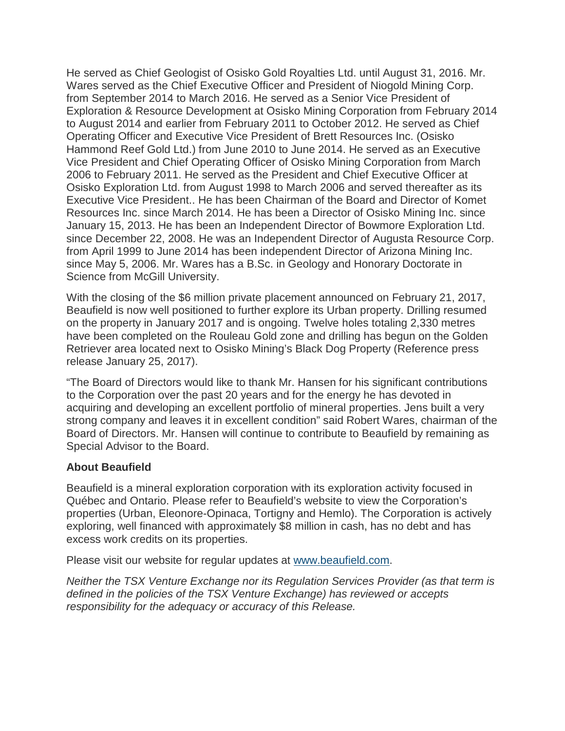He served as Chief Geologist of Osisko Gold Royalties Ltd. until August 31, 2016. Mr. Wares served as the Chief Executive Officer and President of Niogold Mining Corp. from September 2014 to March 2016. He served as a Senior Vice President of Exploration & Resource Development at Osisko Mining Corporation from February 2014 to August 2014 and earlier from February 2011 to October 2012. He served as Chief Operating Officer and Executive Vice President of Brett Resources Inc. (Osisko Hammond Reef Gold Ltd.) from June 2010 to June 2014. He served as an Executive Vice President and Chief Operating Officer of Osisko Mining Corporation from March 2006 to February 2011. He served as the President and Chief Executive Officer at Osisko Exploration Ltd. from August 1998 to March 2006 and served thereafter as its Executive Vice President.. He has been Chairman of the Board and Director of Komet Resources Inc. since March 2014. He has been a Director of Osisko Mining Inc. since January 15, 2013. He has been an Independent Director of Bowmore Exploration Ltd. since December 22, 2008. He was an Independent Director of Augusta Resource Corp. from April 1999 to June 2014 has been independent Director of Arizona Mining Inc. since May 5, 2006. Mr. Wares has a B.Sc. in Geology and Honorary Doctorate in Science from McGill University.

With the closing of the $6 million private placement announced on February 21, 2017, Beaufield is now well positioned to further explore its Urban property. Drilling resumed on the property in January 2017 and is ongoing. Twelve holes totaling 2,330 metres have been completed on the Rouleau Gold zone and drilling has begun on the Golden Retriever area located next to Osisko Mining's Black Dog Property (Reference press release January 25, 2017).

"The Board of Directors would like to thank Mr. Hansen for his significant contributions to the Corporation over the past 20 years and for the energy he has devoted in acquiring and developing an excellent portfolio of mineral properties. Jens built a very strong company and leaves it in excellent condition" said Robert Wares, chairman of the Board of Directors. Mr. Hansen will continue to contribute to Beaufield by remaining as Special Advisor to the Board.

**About Beaufield**

Beaufield is a mineral exploration corporation with its exploration activity focused in Québec and Ontario. Please refer to Beaufield's website to view the Corporation's properties (Urban, Eleonore-Opinaca, Tortigny and Hemlo). The Corporation is actively exploring, well financed with approximately $8 million in cash, has no debt and has excess work credits on its properties.

Please visit our website for regular updates at [www.beaufield.com](http://www.beaufield.com).

*Neither the TSX Venture Exchange nor its Regulation Services Provider (as that term is defined in the policies of the TSX Venture Exchange) has reviewed or accepts responsibility for the adequacy or accuracy of this Release.*